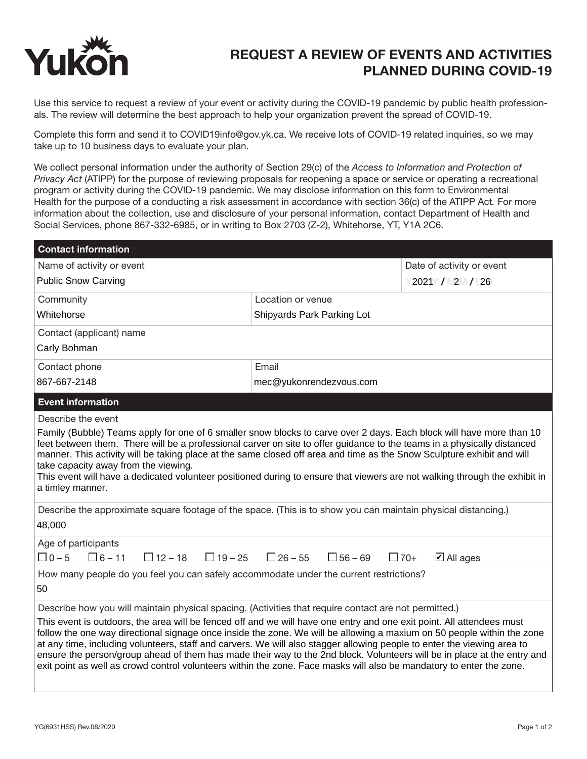# REQUEST A REVIEW OF EVENTS AND ACTIVITIES PLANNED DURING COVID-19

Use this service to request a review of your event or activity during the COVID-19 pandemic by public health professionals. The review will determine the best approach to help your organization prevent the spread of COVID-19.

Complete this form and send it to COVID19info@gov.yk.ca. We receive lots of COVID-19 related inquiries, so we may take up to 10 business days to evaluate your plan.

We collect personal information under the authority of Section 29(c) of the *Access to Information and Protection of Privacy Act* (ATIPP) for the purpose of reviewing proposals for reopening a space or service or operating a recreational program or activity during the COVID-19 pandemic. We may disclose information on this form to Environmental Health for the purpose of a conducting a risk assessment in accordance with section 36(c) of the ATIPP Act. For more information about the collection, use and disclosure of your personal information, contact Department of Health and Social Services, phone 867-332-6985, or in writing to Box 2703 (Z-2), Whitehorse, YT, Y1A 2C6.

## Contact information

| Name of activity or event | Date of activity or event |
|---|---|
| Public Snow Carving | 2021 / 2 / 26 |

| Community | Location or venue |
|---|---|
| Whitehorse | Shipyards Park Parking Lot |

**Contact (applicant) name**
Carly Bohman

| Contact phone | Email |
|---|---|
| 867-667-2148 | mec@yukonrendezvous.com |

## Event information

**Describe the event**

Family (Bubble) Teams apply for one of 6 smaller snow blocks to carve over 2 days. Each block will have more than 10 feet between them. There will be a professional carver on site to offer guidance to the teams in a physically distanced manner. This activity will be taking place at the same closed off area and time as the Snow Sculpture exhibit and will take capacity away from the viewing.
This event will have a dedicated volunteer positioned during to ensure that viewers are not walking through the exhibit in a timley manner.

**Describe the approximate square footage of the space. (This is to show you can maintain physical distancing.)**

48,000

**Age of participants**

☐ 0 – 5 ☐ 6 – 11 ☐ 12 – 18 ☐ 19 – 25 ☐ 26 – 55 ☐ 56 – 69 ☐ 70+ ☑ All ages

**How many people do you feel you can safely accommodate under the current restrictions?**

50

**Describe how you will maintain physical spacing. (Activities that require contact are not permitted.)**

This event is outdoors, the area will be fenced off and we will have one entry and one exit point. All attendees must follow the one way directional signage once inside the zone. We will be allowing a maxium on 50 people within the zone at any time, including volunteers, staff and carvers. We will also stagger allowing people to enter the viewing area to ensure the person/group ahead of them has made their way to the 2nd block. Volunteers will be in place at the entry and exit point as well as crowd control volunteers within the zone. Face masks will also be mandatory to enter the zone.

YG(6931HSS) Rev.08/2020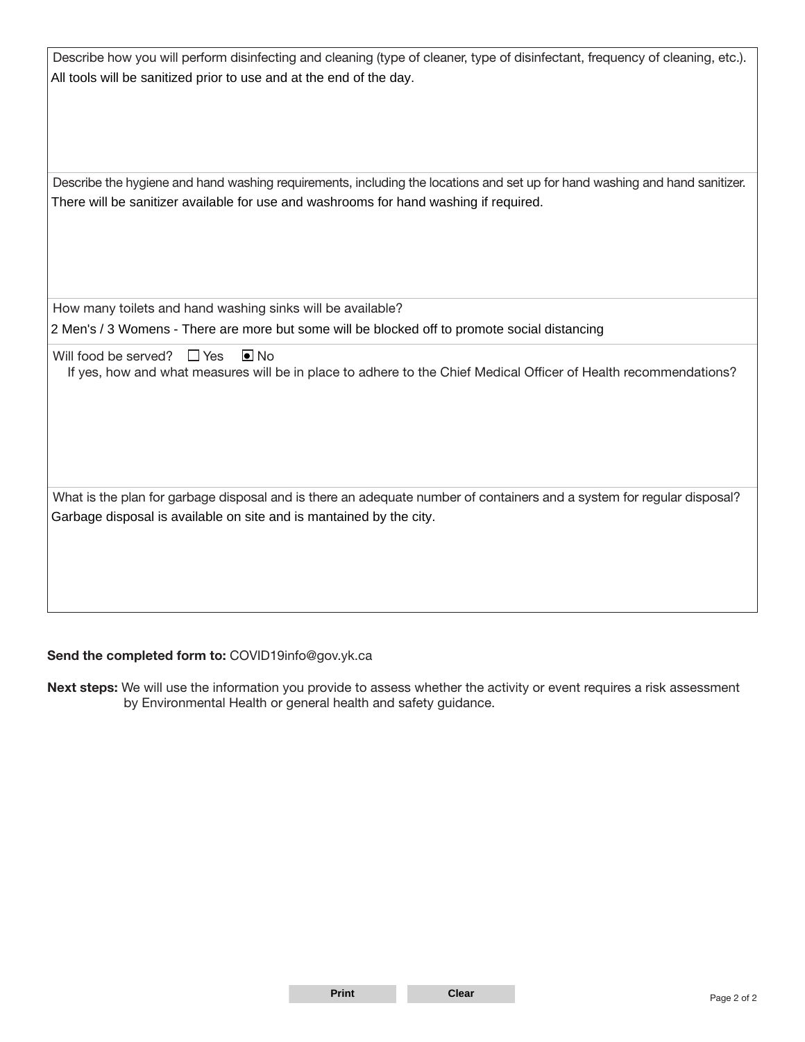Describe how you will perform disinfecting and cleaning (type of cleaner, type of disinfectant, frequency of cleaning, etc.).

All tools will be sanitized prior to use and at the end of the day.

Describe the hygiene and hand washing requirements, including the locations and set up for hand washing and hand sanitizer.

There will be sanitizer available for use and washrooms for hand washing if required.

How many toilets and hand washing sinks will be available?

2 Men's / 3 Womens - There are more but some will be blocked off to promote social distancing

Will food be served? ☐ Yes ☒ No

If yes, how and what measures will be in place to adhere to the Chief Medical Officer of Health recommendations?

What is the plan for garbage disposal and is there an adequate number of containers and a system for regular disposal?

Garbage disposal is available on site and is mantained by the city.

**Send the completed form to:** COVID19info@gov.yk.ca

**Next steps:** We will use the information you provide to assess whether the activity or event requires a risk assessment by Environmental Health or general health and safety guidance.

Print | Clear